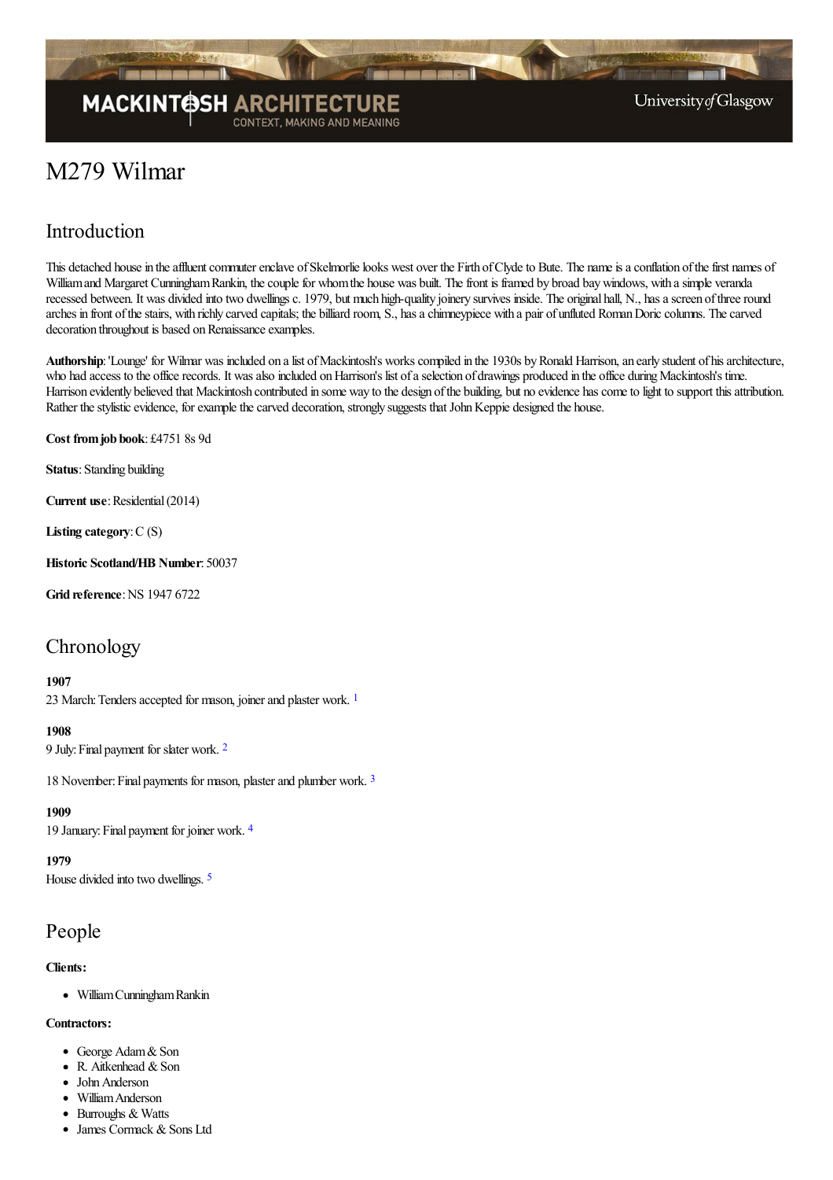# M279 Wilmar

## Introduction

This detached house in the affluent commuter enclave of Skelmorlie looks west over the Firth of Clyde to Bute. The name is a conflation of the first names of William and Margaret Cunningham Rankin, the couple for whom the house was built. The front is framed by broad bay windows, with a simple veranda recessed between. It was divided into two dwellings c. 1979, but much high-quality joinery survives inside. The original hall, N., has a screen of three round arches in front of the stairs, with richly carved capitals; the billiard room, S., has a chimneypiece with a pair of unfluted Roman Doric columns. The carved decoration throughout is based on Renaissance examples.

**Authorship**: 'Lounge' for Wilmar was included on a list of Mackintosh's works compiled in the 1930s by Ronald Harrison, an early student of his architecture, who had access to the office records. It was also included on Harrison's list of a selection of drawings produced in the office during Mackintosh's time. Harrison evidently believed that Mackintosh contributed in some way to the design of the building, but no evidence has come to light to support this attribution. Rather the stylistic evidence, for example the carved decoration, strongly suggests that John Keppie designed the house.

**Cost from job book**: £4751 8s 9d

**Status**: Standing building

**Current use**: Residential (2014)

**Listing category**: C (S)

**Historic Scotland/HB Number**: 50037

**Grid reference**: NS 1947 6722

## Chronology

**1907**

23 March: Tenders accepted for mason, joiner and plaster work. [1]

**1908**

9 July: Final payment for slater work. [2]

18 November: Final payments for mason, plaster and plumber work. [3]

**1909**

19 January: Final payment for joiner work. [4]

**1979**

House divided into two dwellings. [5]

## People

**Clients:**

- William Cunningham Rankin

**Contractors:**

- George Adam & Son
- R. Aitkenhead & Son
- John Anderson
- William Anderson
- Burroughs & Watts
- James Cormack & Sons Ltd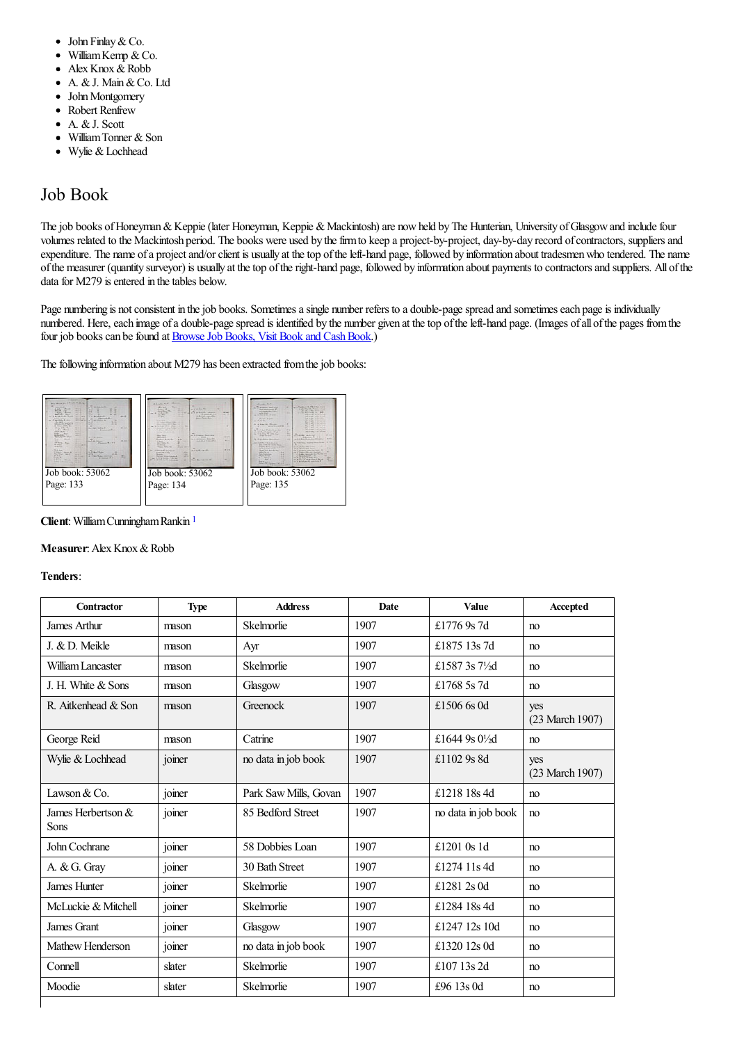- John Finlay & Co.
- William Kemp & Co.
- Alex Knox & Robb
- A. & J. Main & Co. Ltd
- John Montgomery
- Robert Renfrew
- A. & J. Scott
- William Tonner & Son
- Wylie & Lochhead

## Job Book

The job books of Honeyman & Keppie (later Honeyman, Keppie & Mackintosh) are now held by The Hunterian, University of Glasgow and include four volumes related to the Mackintosh period. The books were used by the firm to keep a project-by-project, day-by-day record of contractors, suppliers and expenditure. The name of a project and/or client is usually at the top of the left-hand page, followed by information about tradesmen who tendered. The name of the measurer (quantity surveyor) is usually at the top of the right-hand page, followed by information about payments to contractors and suppliers. All of the data for M279 is entered in the tables below.

Page numbering is not consistent in the job books. Sometimes a single number refers to a double-page spread and sometimes each page is individually numbered. Here, each image of a double-page spread is identified by the number given at the top of the left-hand page. (Images of all of the pages from the four job books can be found at Browse Job Books, Visit Book and Cash Book.)

The following information about M279 has been extracted from the job books:

Job book: 53062
Page: 133

Job book: 53062
Page: 134

Job book: 53062
Page: 135

**Client**: William Cunningham Rankin [1]

**Measurer**: Alex Knox & Robb

**Tenders**:

| Contractor | Type | Address | Date | Value | Accepted |
|---|---|---|---|---|---|
| James Arthur | mason | Skelmorlie | 1907 | £1776 9s 7d | no |
| J. & D. Meikle | mason | Ayr | 1907 | £1875 13s 7d | no |
| William Lancaster | mason | Skelmorlie | 1907 | £1587 3s 7½d | no |
| J. H. White & Sons | mason | Glasgow | 1907 | £1768 5s 7d | no |
| R. Aitkenhead & Son | mason | Greenock | 1907 | £1506 6s 0d | yes (23 March 1907) |
| George Reid | mason | Catrine | 1907 | £1644 9s 0½d | no |
| Wylie & Lochhead | joiner | no data in job book | 1907 | £1102 9s 8d | yes (23 March 1907) |
| Lawson & Co. | joiner | Park Saw Mills, Govan | 1907 | £1218 18s 4d | no |
| James Herbertson & Sons | joiner | 85 Bedford Street | 1907 | no data in job book | no |
| John Cochrane | joiner | 58 Dobbies Loan | 1907 | £1201 0s 1d | no |
| A. & G. Gray | joiner | 30 Bath Street | 1907 | £1274 11s 4d | no |
| James Hunter | joiner | Skelmorlie | 1907 | £1281 2s 0d | no |
| McLuckie & Mitchell | joiner | Skelmorlie | 1907 | £1284 18s 4d | no |
| James Grant | joiner | Glasgow | 1907 | £1247 12s 10d | no |
| Mathew Henderson | joiner | no data in job book | 1907 | £1320 12s 0d | no |
| Connell | slater | Skelmorlie | 1907 | £107 13s 2d | no |
| Moodie | slater | Skelmorlie | 1907 | £96 13s 0d | no |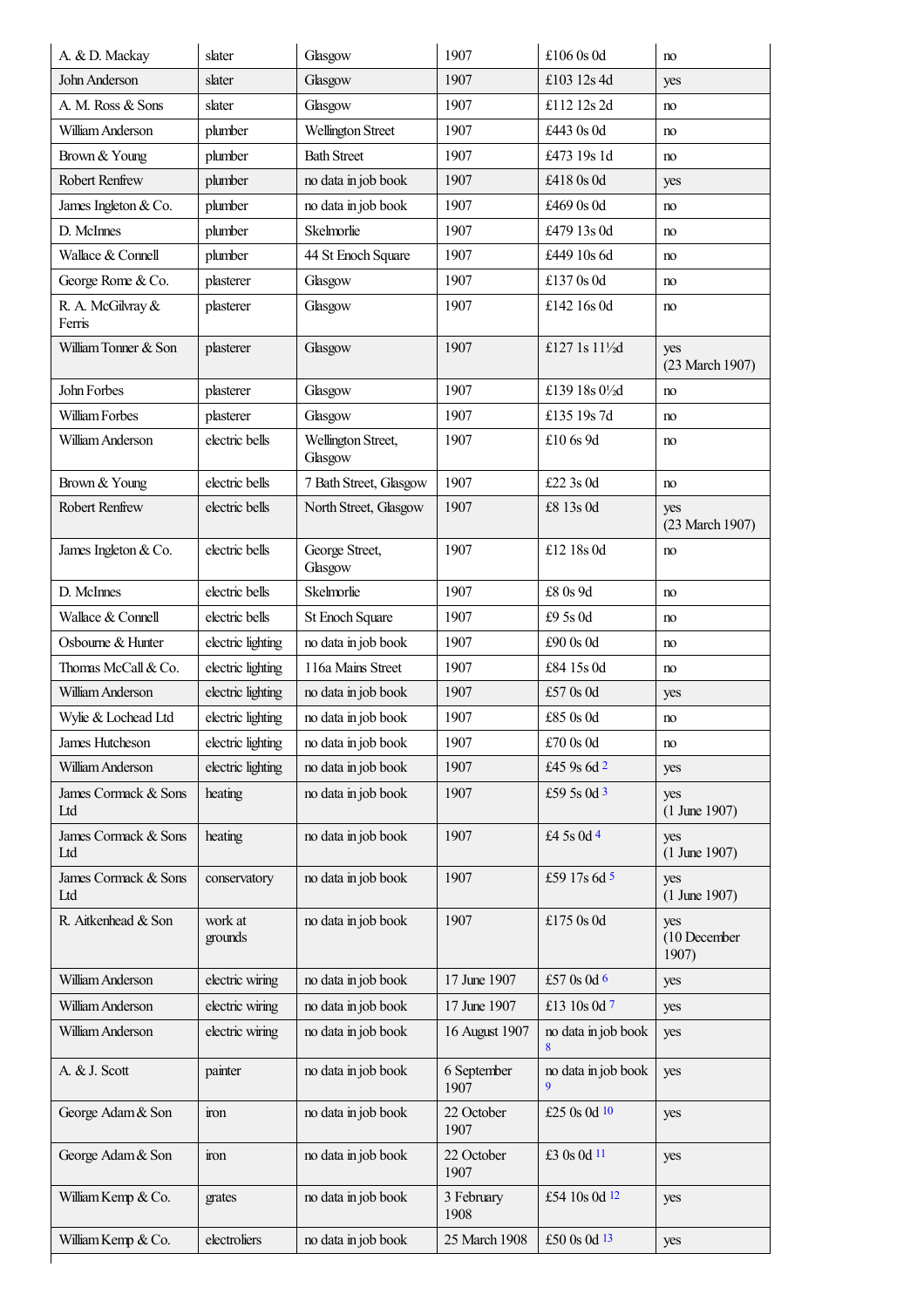| A. & D. Mackay | slater | Glasgow | 1907 | £106 0s 0d | no |
|---|---|---|---|---|---|
| John Anderson | slater | Glasgow | 1907 | £103 12s 4d | yes |
| A. M. Ross & Sons | slater | Glasgow | 1907 | £112 12s 2d | no |
| William Anderson | plumber | Wellington Street | 1907 | £443 0s 0d | no |
| Brown & Young | plumber | Bath Street | 1907 | £473 19s 1d | no |
| Robert Renfrew | plumber | no data in job book | 1907 | £418 0s 0d | yes |
| James Ingleton & Co. | plumber | no data in job book | 1907 | £469 0s 0d | no |
| D. McInnes | plumber | Skelmorlie | 1907 | £479 13s 0d | no |
| Wallace & Connell | plumber | 44 St Enoch Square | 1907 | £449 10s 6d | no |
| George Rome & Co. | plasterer | Glasgow | 1907 | £137 0s 0d | no |
| R. A. McGilvray & Ferris | plasterer | Glasgow | 1907 | £142 16s 0d | no |
| William Tonner & Son | plasterer | Glasgow | 1907 | £127 1s 11½d | yes (23 March 1907) |
| John Forbes | plasterer | Glasgow | 1907 | £139 18s 0½d | no |
| William Forbes | plasterer | Glasgow | 1907 | £135 19s 7d | no |
| William Anderson | electric bells | Wellington Street, Glasgow | 1907 | £10 6s 9d | no |
| Brown & Young | electric bells | 7 Bath Street, Glasgow | 1907 | £22 3s 0d | no |
| Robert Renfrew | electric bells | North Street, Glasgow | 1907 | £8 13s 0d | yes (23 March 1907) |
| James Ingleton & Co. | electric bells | George Street, Glasgow | 1907 | £12 18s 0d | no |
| D. McInnes | electric bells | Skelmorlie | 1907 | £8 0s 9d | no |
| Wallace & Connell | electric bells | St Enoch Square | 1907 | £9 5s 0d | no |
| Osbourne & Hunter | electric lighting | no data in job book | 1907 | £90 0s 0d | no |
| Thomas McCall & Co. | electric lighting | 116a Mains Street | 1907 | £84 15s 0d | no |
| William Anderson | electric lighting | no data in job book | 1907 | £57 0s 0d | yes |
| Wylie & Lochead Ltd | electric lighting | no data in job book | 1907 | £85 0s 0d | no |
| James Hutcheson | electric lighting | no data in job book | 1907 | £70 0s 0d | no |
| William Anderson | electric lighting | no data in job book | 1907 | £45 9s 6d [2] | yes |
| James Cormack & Sons Ltd | heating | no data in job book | 1907 | £59 5s 0d [3] | yes (1 June 1907) |
| James Cormack & Sons Ltd | heating | no data in job book | 1907 | £4 5s 0d [4] | yes (1 June 1907) |
| James Cormack & Sons Ltd | conservatory | no data in job book | 1907 | £59 17s 6d [5] | yes (1 June 1907) |
| R. Aitkenhead & Son | work at grounds | no data in job book | 1907 | £175 0s 0d | yes (10 December 1907) |
| William Anderson | electric wiring | no data in job book | 17 June 1907 | £57 0s 0d [6] | yes |
| William Anderson | electric wiring | no data in job book | 17 June 1907 | £13 10s 0d [7] | yes |
| William Anderson | electric wiring | no data in job book | 16 August 1907 | no data in job book [8] | yes |
| A. & J. Scott | painter | no data in job book | 6 September 1907 | no data in job book [9] | yes |
| George Adam & Son | iron | no data in job book | 22 October 1907 | £25 0s 0d [10] | yes |
| George Adam & Son | iron | no data in job book | 22 October 1907 | £3 0s 0d [11] | yes |
| William Kemp & Co. | grates | no data in job book | 3 February 1908 | £54 10s 0d [12] | yes |
| William Kemp & Co. | electroliers | no data in job book | 25 March 1908 | £50 0s 0d [13] | yes |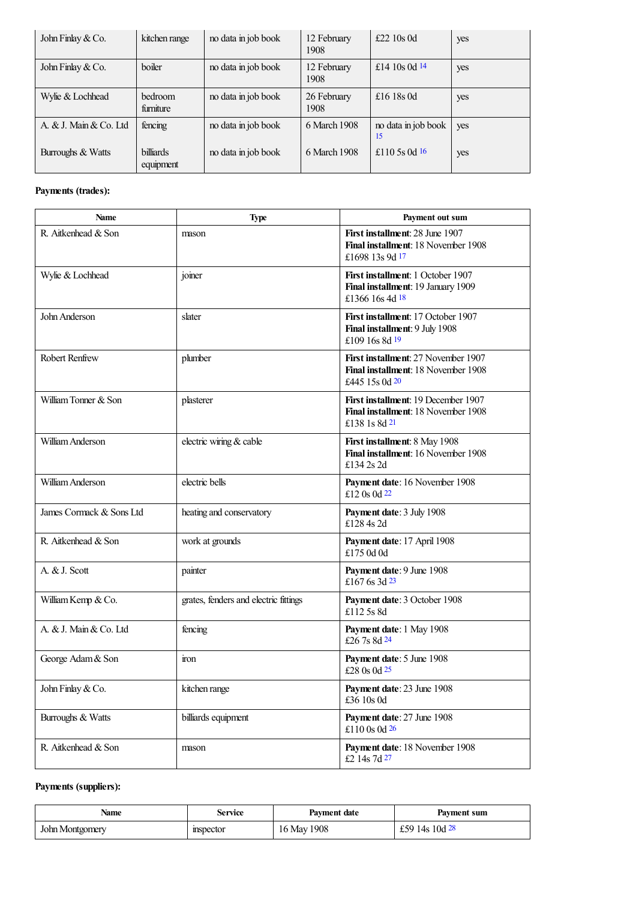| | | | | | |
|---|---|---|---|---|---|
| John Finlay & Co. | kitchen range | no data in job book | 12 February 1908 | £22 10s 0d | yes |
| John Finlay & Co. | boiler | no data in job book | 12 February 1908 | £14 10s 0d [14] | yes |
| Wylie & Lochhead | bedroom furniture | no data in job book | 26 February 1908 | £16 18s 0d | yes |
| A. & J. Main & Co. Ltd | fencing | no data in job book | 6 March 1908 | no data in job book [15] | yes |
| Burroughs & Watts | billiards equipment | no data in job book | 6 March 1908 | £110 5s 0d [16] | yes |

**Payments (trades):**

| Name | Type | Payment out sum |
|---|---|---|
| R. Aitkenhead & Son | mason | **First installment**: 28 June 1907<br>**Final installment**: 18 November 1908<br>£1698 13s 9d [17] |
| Wylie & Lochhead | joiner | **First installment**: 1 October 1907<br>**Final installment**: 19 January 1909<br>£1366 16s 4d [18] |
| John Anderson | slater | **First installment**: 17 October 1907<br>**Final installment**: 9 July 1908<br>£109 16s 8d [19] |
| Robert Renfrew | plumber | **First installment**: 27 November 1907<br>**Final installment**: 18 November 1908<br>£445 15s 0d [20] |
| William Tonner & Son | plasterer | **First installment**: 19 December 1907<br>**Final installment**: 18 November 1908<br>£138 1s 8d [21] |
| William Anderson | electric wiring & cable | **First installment**: 8 May 1908<br>**Final installment**: 16 November 1908<br>£134 2s 2d |
| William Anderson | electric bells | **Payment date**: 16 November 1908<br>£12 0s 0d [22] |
| James Cormack & Sons Ltd | heating and conservatory | **Payment date**: 3 July 1908<br>£128 4s 2d |
| R. Aitkenhead & Son | work at grounds | **Payment date**: 17 April 1908<br>£175 0d 0d |
| A. & J. Scott | painter | **Payment date**: 9 June 1908<br>£167 6s 3d [23] |
| William Kemp & Co. | grates, fenders and electric fittings | **Payment date**: 3 October 1908<br>£112 5s 8d |
| A. & J. Main & Co. Ltd | fencing | **Payment date**: 1 May 1908<br>£26 7s 8d [24] |
| George Adam & Son | iron | **Payment date**: 5 June 1908<br>£28 0s 0d [25] |
| John Finlay & Co. | kitchen range | **Payment date**: 23 June 1908<br>£36 10s 0d |
| Burroughs & Watts | billiards equipment | **Payment date**: 27 June 1908<br>£110 0s 0d [26] |
| R. Aitkenhead & Son | mason | **Payment date**: 18 November 1908<br>£2 14s 7d [27] |

**Payments (suppliers):**

| Name | Service | Payment date | Payment sum |
|---|---|---|---|
| John Montgomery | inspector | 16 May 1908 | £59 14s 10d [28] |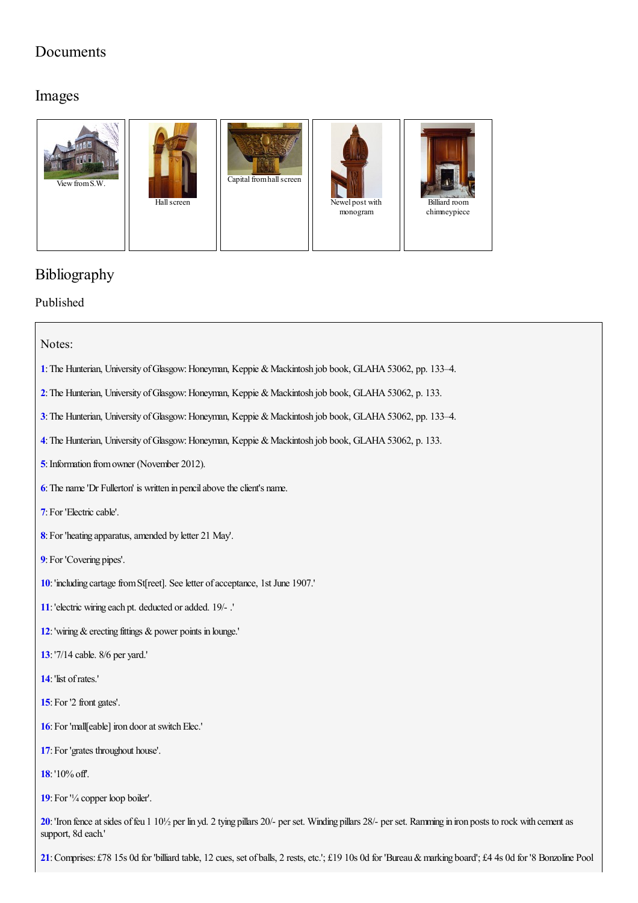# Documents

# Images

View from S.W.

Hall screen

Capital from hall screen

Newel post with monogram

Billiard room chimneypiece

# Bibliography

## Published

### Notes:

1: The Hunterian, University of Glasgow: Honeyman, Keppie & Mackintosh job book, GLAHA 53062, pp. 133–4.

2: The Hunterian, University of Glasgow: Honeyman, Keppie & Mackintosh job book, GLAHA 53062, p. 133.

3: The Hunterian, University of Glasgow: Honeyman, Keppie & Mackintosh job book, GLAHA 53062, pp. 133–4.

4: The Hunterian, University of Glasgow: Honeyman, Keppie & Mackintosh job book, GLAHA 53062, p. 133.

5: Information from owner (November 2012).

6: The name 'Dr Fullerton' is written in pencil above the client's name.

7: For 'Electric cable'.

8: For 'heating apparatus, amended by letter 21 May'.

9: For 'Covering pipes'.

10: 'including cartage from St[reet]. See letter of acceptance, 1st June 1907.'

11: 'electric wiring each pt. deducted or added. 19/- .'

12: 'wiring & erecting fittings & power points in lounge.'

13: '7/14 cable. 8/6 per yard.'

14: 'list of rates.'

15: For '2 front gates'.

16: For 'mall[eable] iron door at switch Elec.'

17: For 'grates throughout house'.

18: '10% off'.

19: For '¼ copper loop boiler'.

20: 'Iron fence at sides of feu 1 10½ per lin yd. 2 tying pillars 20/- per set. Winding pillars 28/- per set. Ramming in iron posts to rock with cement as support, 8d each.'

21: Comprises: £78 15s 0d for 'billiard table, 12 cues, set of balls, 2 rests, etc.'; £19 10s 0d for 'Bureau & marking board'; £4 4s 0d for '8 Bonzoline Pool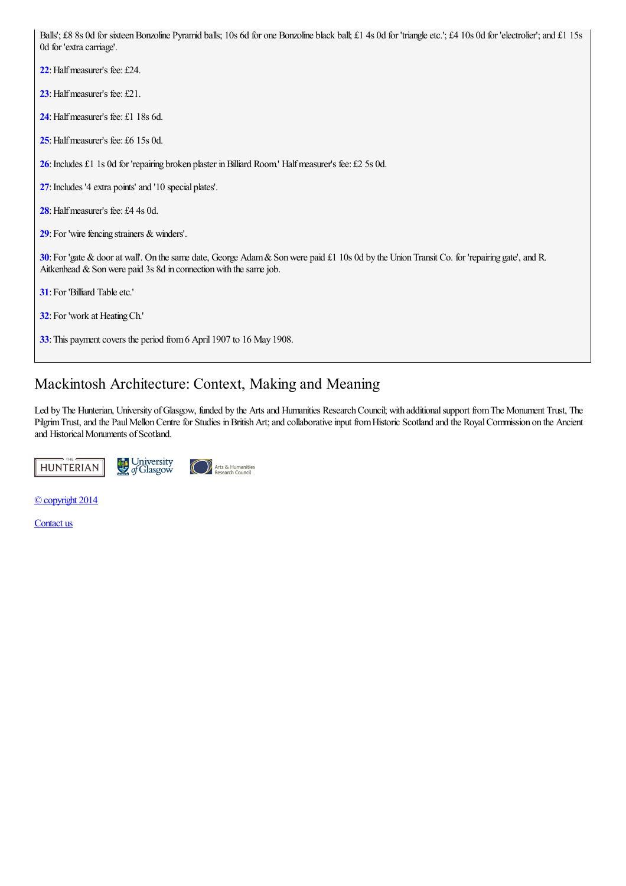Balls'; £8 8s 0d for sixteen Bonzoline Pyramid balls; 10s 6d for one Bonzoline black ball; £1 4s 0d for 'triangle etc.'; £4 10s 0d for 'electrolier'; and £1 15s 0d for 'extra carriage'.

**22**: Half measurer's fee: £24.

**23**: Half measurer's fee: £21.

**24**: Half measurer's fee: £1 18s 6d.

**25**: Half measurer's fee: £6 15s 0d.

**26**: Includes £1 1s 0d for 'repairing broken plaster in Billiard Room.' Half measurer's fee: £2 5s 0d.

**27**: Includes '4 extra points' and '10 special plates'.

**28**: Half measurer's fee: £4 4s 0d.

**29**: For 'wire fencing strainers & winders'.

**30**: For 'gate & door at wall'. On the same date, George Adam & Son were paid £1 10s 0d by the Union Transit Co. for 'repairing gate', and R. Aitkenhead & Son were paid 3s 8d in connection with the same job.

**31**: For 'Billiard Table etc.'

**32**: For 'work at Heating Ch.'

**33**: This payment covers the period from 6 April 1907 to 16 May 1908.

## Mackintosh Architecture: Context, Making and Meaning

Led by The Hunterian, University of Glasgow, funded by the Arts and Humanities Research Council; with additional support from The Monument Trust, The Pilgrim Trust, and the Paul Mellon Centre for Studies in British Art; and collaborative input from Historic Scotland and the Royal Commission on the Ancient and Historical Monuments of Scotland.

© copyright 2014

Contact us